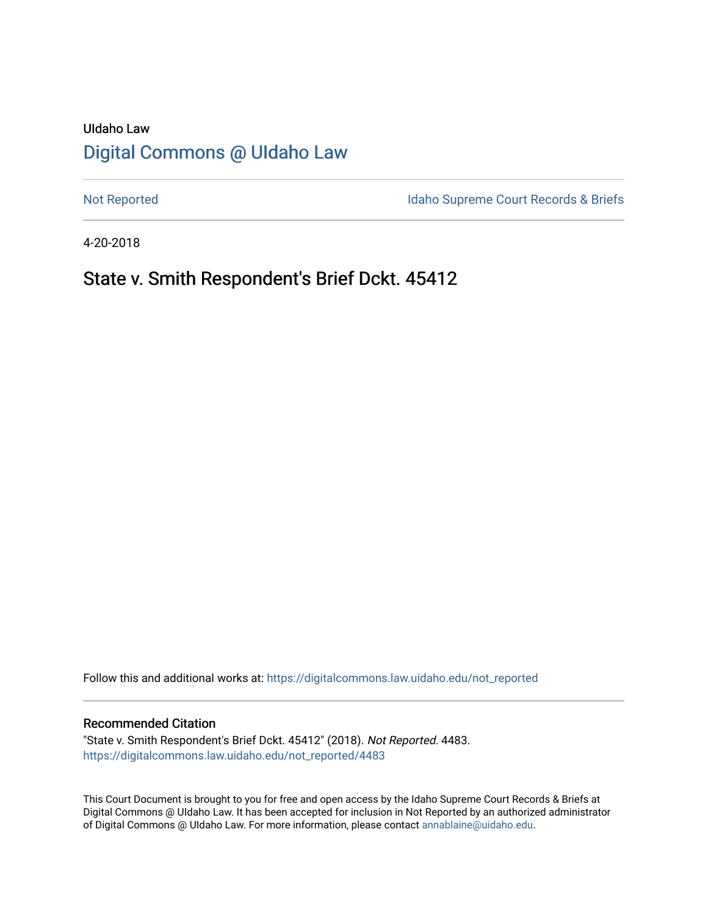UIdaho Law

# Digital Commons @ UIdaho Law

Not Reported

Idaho Supreme Court Records & Briefs

4-20-2018

## State v. Smith Respondent's Brief Dckt. 45412

Follow this and additional works at: https://digitalcommons.law.uidaho.edu/not_reported

### Recommended Citation

"State v. Smith Respondent's Brief Dckt. 45412" (2018). *Not Reported*. 4483.
https://digitalcommons.law.uidaho.edu/not_reported/4483

This Court Document is brought to you for free and open access by the Idaho Supreme Court Records & Briefs at Digital Commons @ UIdaho Law. It has been accepted for inclusion in Not Reported by an authorized administrator of Digital Commons @ UIdaho Law. For more information, please contact annablaine@uidaho.edu.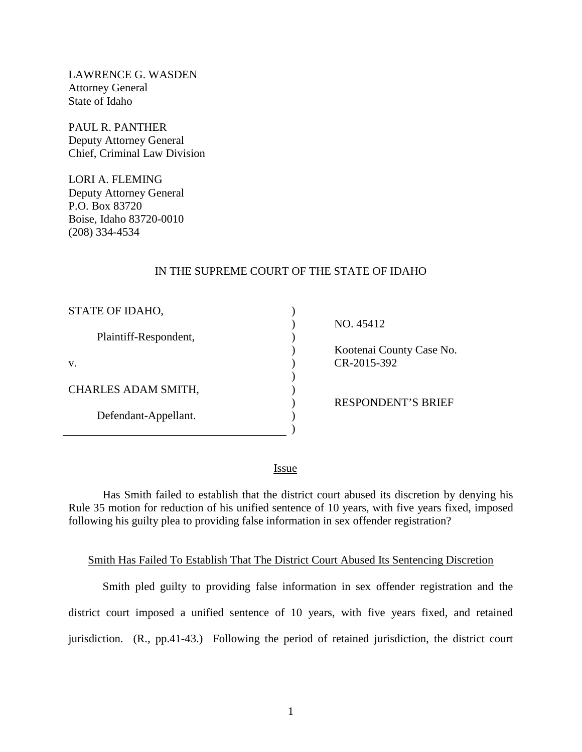LAWRENCE G. WASDEN
Attorney General
State of Idaho

PAUL R. PANTHER
Deputy Attorney General
Chief, Criminal Law Division

LORI A. FLEMING
Deputy Attorney General
P.O. Box 83720
Boise, Idaho 83720-0010
(208) 334-4534

IN THE SUPREME COURT OF THE STATE OF IDAHO

| | |
|---|---|
| STATE OF IDAHO,<br><br>Plaintiff-Respondent,<br><br>v.<br><br>CHARLES ADAM SMITH,<br><br>Defendant-Appellant. | NO. 45412<br><br>Kootenai County Case No. CR-2015-392<br><br>RESPONDENT'S BRIEF |

Issue

Has Smith failed to establish that the district court abused its discretion by denying his Rule 35 motion for reduction of his unified sentence of 10 years, with five years fixed, imposed following his guilty plea to providing false information in sex offender registration?

Smith Has Failed To Establish That The District Court Abused Its Sentencing Discretion

Smith pled guilty to providing false information in sex offender registration and the district court imposed a unified sentence of 10 years, with five years fixed, and retained jurisdiction. (R., pp.41-43.) Following the period of retained jurisdiction, the district court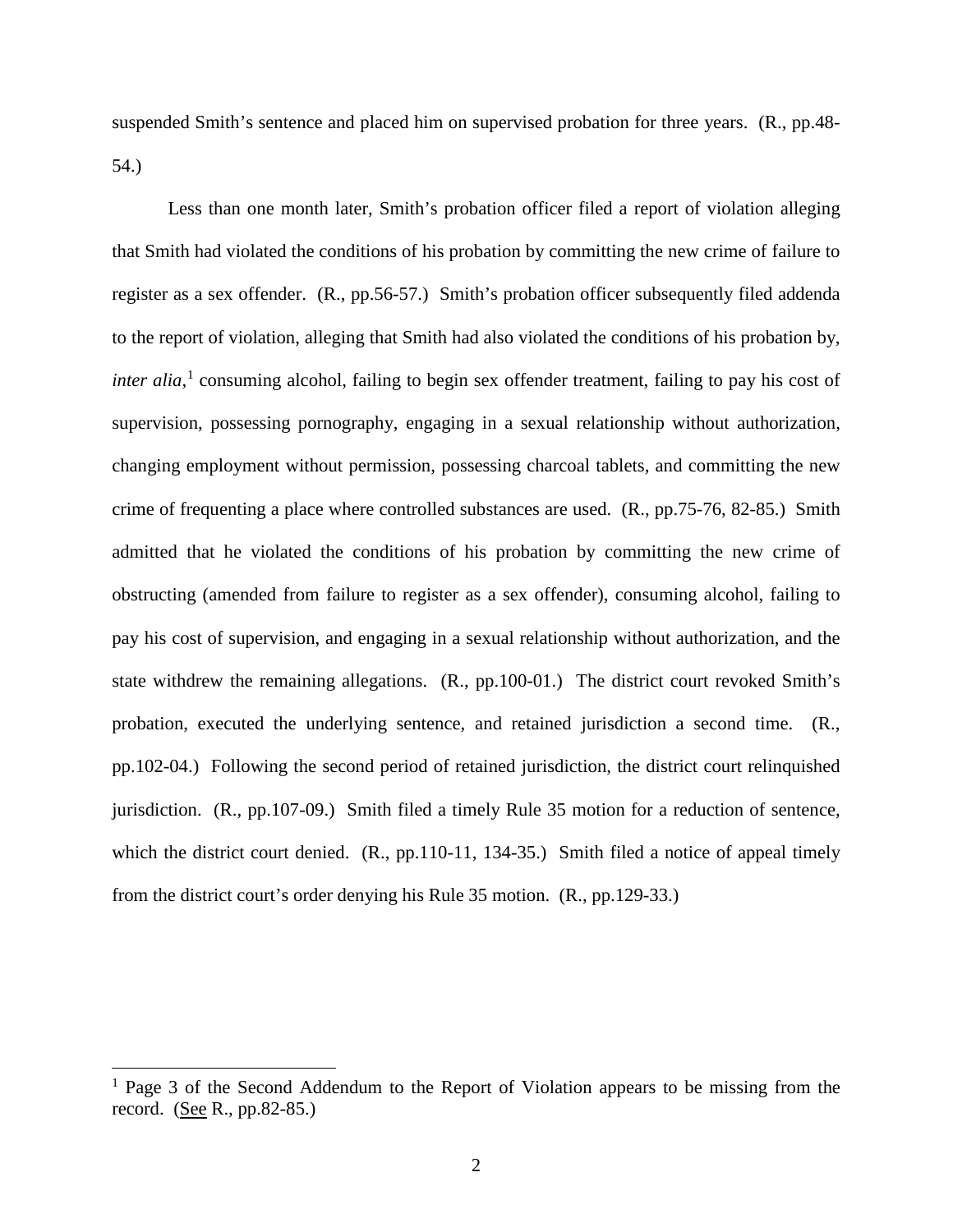suspended Smith's sentence and placed him on supervised probation for three years. (R., pp.48-54.)

Less than one month later, Smith's probation officer filed a report of violation alleging that Smith had violated the conditions of his probation by committing the new crime of failure to register as a sex offender. (R., pp.56-57.) Smith's probation officer subsequently filed addenda to the report of violation, alleging that Smith had also violated the conditions of his probation by, *inter alia*,[1] consuming alcohol, failing to begin sex offender treatment, failing to pay his cost of supervision, possessing pornography, engaging in a sexual relationship without authorization, changing employment without permission, possessing charcoal tablets, and committing the new crime of frequenting a place where controlled substances are used. (R., pp.75-76, 82-85.) Smith admitted that he violated the conditions of his probation by committing the new crime of obstructing (amended from failure to register as a sex offender), consuming alcohol, failing to pay his cost of supervision, and engaging in a sexual relationship without authorization, and the state withdrew the remaining allegations. (R., pp.100-01.) The district court revoked Smith's probation, executed the underlying sentence, and retained jurisdiction a second time. (R., pp.102-04.) Following the second period of retained jurisdiction, the district court relinquished jurisdiction. (R., pp.107-09.) Smith filed a timely Rule 35 motion for a reduction of sentence, which the district court denied. (R., pp.110-11, 134-35.) Smith filed a notice of appeal timely from the district court's order denying his Rule 35 motion. (R., pp.129-33.)

---

[1] Page 3 of the Second Addendum to the Report of Violation appears to be missing from the record. (See R., pp.82-85.)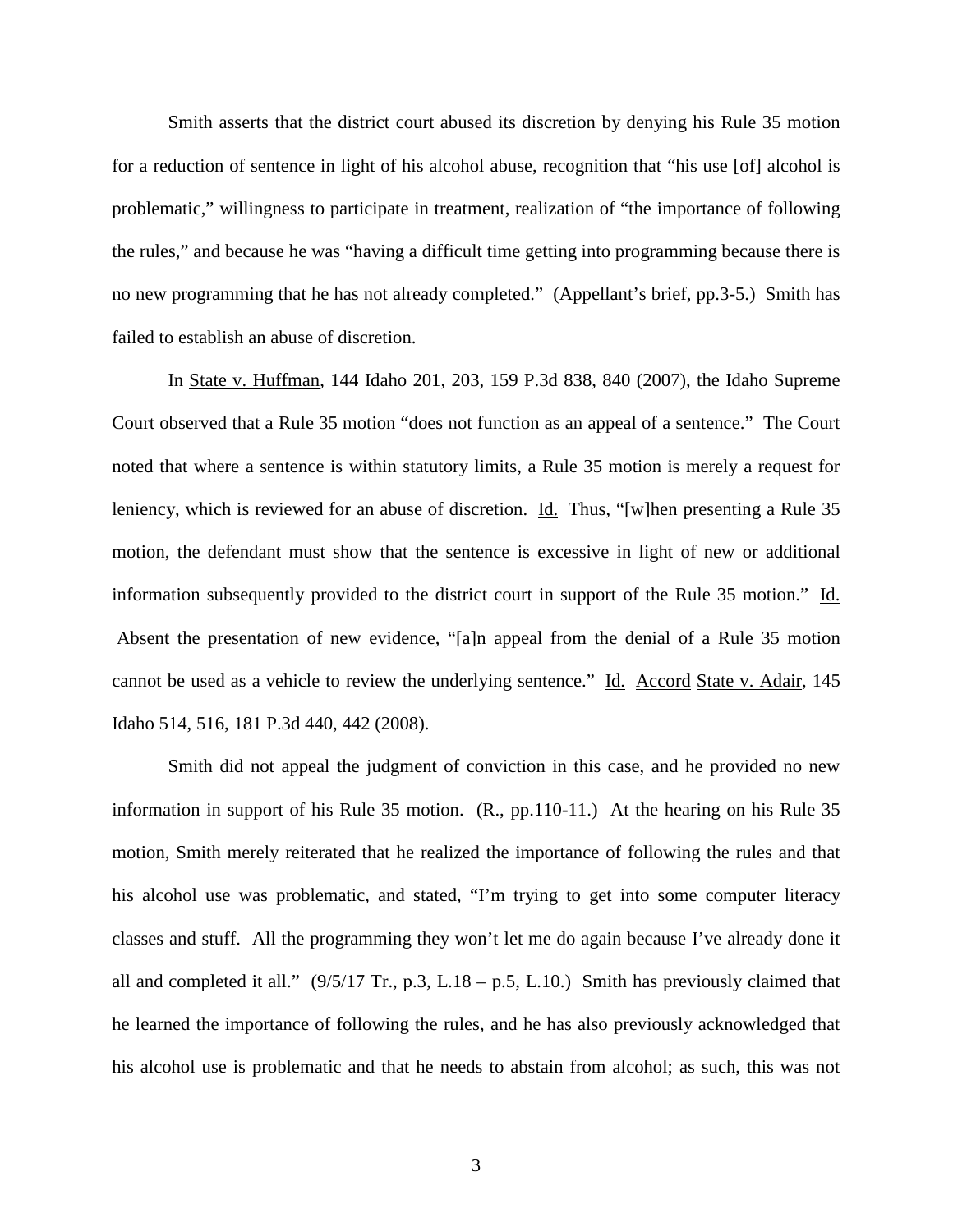Smith asserts that the district court abused its discretion by denying his Rule 35 motion for a reduction of sentence in light of his alcohol abuse, recognition that "his use [of] alcohol is problematic," willingness to participate in treatment, realization of "the importance of following the rules," and because he was "having a difficult time getting into programming because there is no new programming that he has not already completed." (Appellant's brief, pp.3-5.) Smith has failed to establish an abuse of discretion.

In State v. Huffman, 144 Idaho 201, 203, 159 P.3d 838, 840 (2007), the Idaho Supreme Court observed that a Rule 35 motion "does not function as an appeal of a sentence." The Court noted that where a sentence is within statutory limits, a Rule 35 motion is merely a request for leniency, which is reviewed for an abuse of discretion. Id. Thus, "[w]hen presenting a Rule 35 motion, the defendant must show that the sentence is excessive in light of new or additional information subsequently provided to the district court in support of the Rule 35 motion." Id. Absent the presentation of new evidence, "[a]n appeal from the denial of a Rule 35 motion cannot be used as a vehicle to review the underlying sentence." Id. Accord State v. Adair, 145 Idaho 514, 516, 181 P.3d 440, 442 (2008).

Smith did not appeal the judgment of conviction in this case, and he provided no new information in support of his Rule 35 motion. (R., pp.110-11.) At the hearing on his Rule 35 motion, Smith merely reiterated that he realized the importance of following the rules and that his alcohol use was problematic, and stated, "I'm trying to get into some computer literacy classes and stuff. All the programming they won't let me do again because I've already done it all and completed it all." (9/5/17 Tr., p.3, L.18 – p.5, L.10.) Smith has previously claimed that he learned the importance of following the rules, and he has also previously acknowledged that his alcohol use is problematic and that he needs to abstain from alcohol; as such, this was not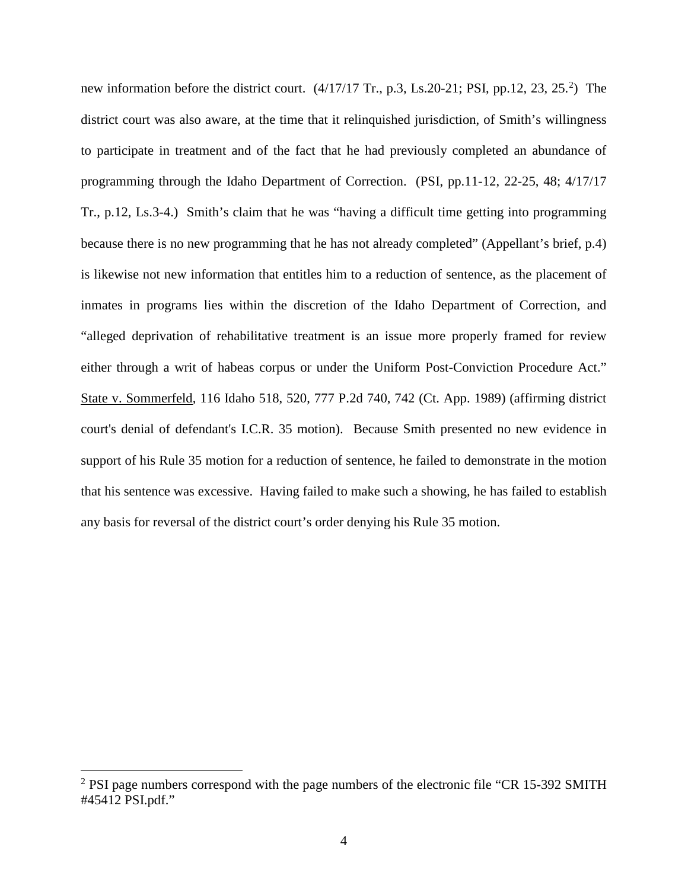new information before the district court. (4/17/17 Tr., p.3, Ls.20-21; PSI, pp.12, 23, 25.[2]) The district court was also aware, at the time that it relinquished jurisdiction, of Smith's willingness to participate in treatment and of the fact that he had previously completed an abundance of programming through the Idaho Department of Correction. (PSI, pp.11-12, 22-25, 48; 4/17/17 Tr., p.12, Ls.3-4.) Smith's claim that he was "having a difficult time getting into programming because there is no new programming that he has not already completed" (Appellant's brief, p.4) is likewise not new information that entitles him to a reduction of sentence, as the placement of inmates in programs lies within the discretion of the Idaho Department of Correction, and "alleged deprivation of rehabilitative treatment is an issue more properly framed for review either through a writ of habeas corpus or under the Uniform Post-Conviction Procedure Act." State v. Sommerfeld, 116 Idaho 518, 520, 777 P.2d 740, 742 (Ct. App. 1989) (affirming district court's denial of defendant's I.C.R. 35 motion). Because Smith presented no new evidence in support of his Rule 35 motion for a reduction of sentence, he failed to demonstrate in the motion that his sentence was excessive. Having failed to make such a showing, he has failed to establish any basis for reversal of the district court's order denying his Rule 35 motion.

[2] PSI page numbers correspond with the page numbers of the electronic file "CR 15-392 SMITH #45412 PSI.pdf."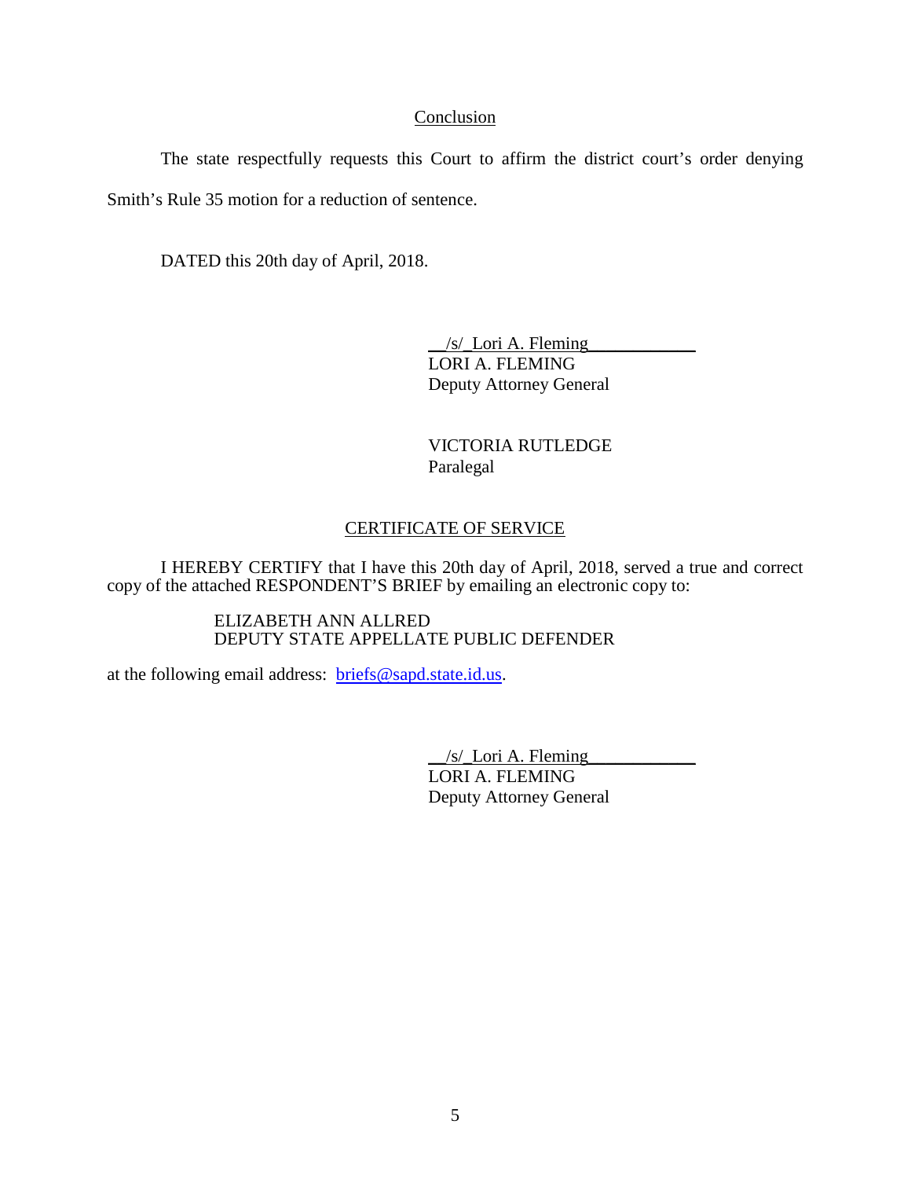## Conclusion

The state respectfully requests this Court to affirm the district court's order denying Smith's Rule 35 motion for a reduction of sentence.

DATED this 20th day of April, 2018.

__/s/_Lori A. Fleming____________
LORI A. FLEMING
Deputy Attorney General

VICTORIA RUTLEDGE
Paralegal

## CERTIFICATE OF SERVICE

I HEREBY CERTIFY that I have this 20th day of April, 2018, served a true and correct copy of the attached RESPONDENT'S BRIEF by emailing an electronic copy to:

ELIZABETH ANN ALLRED
DEPUTY STATE APPELLATE PUBLIC DEFENDER

at the following email address: briefs@sapd.state.id.us.

__/s/_Lori A. Fleming____________
LORI A. FLEMING
Deputy Attorney General